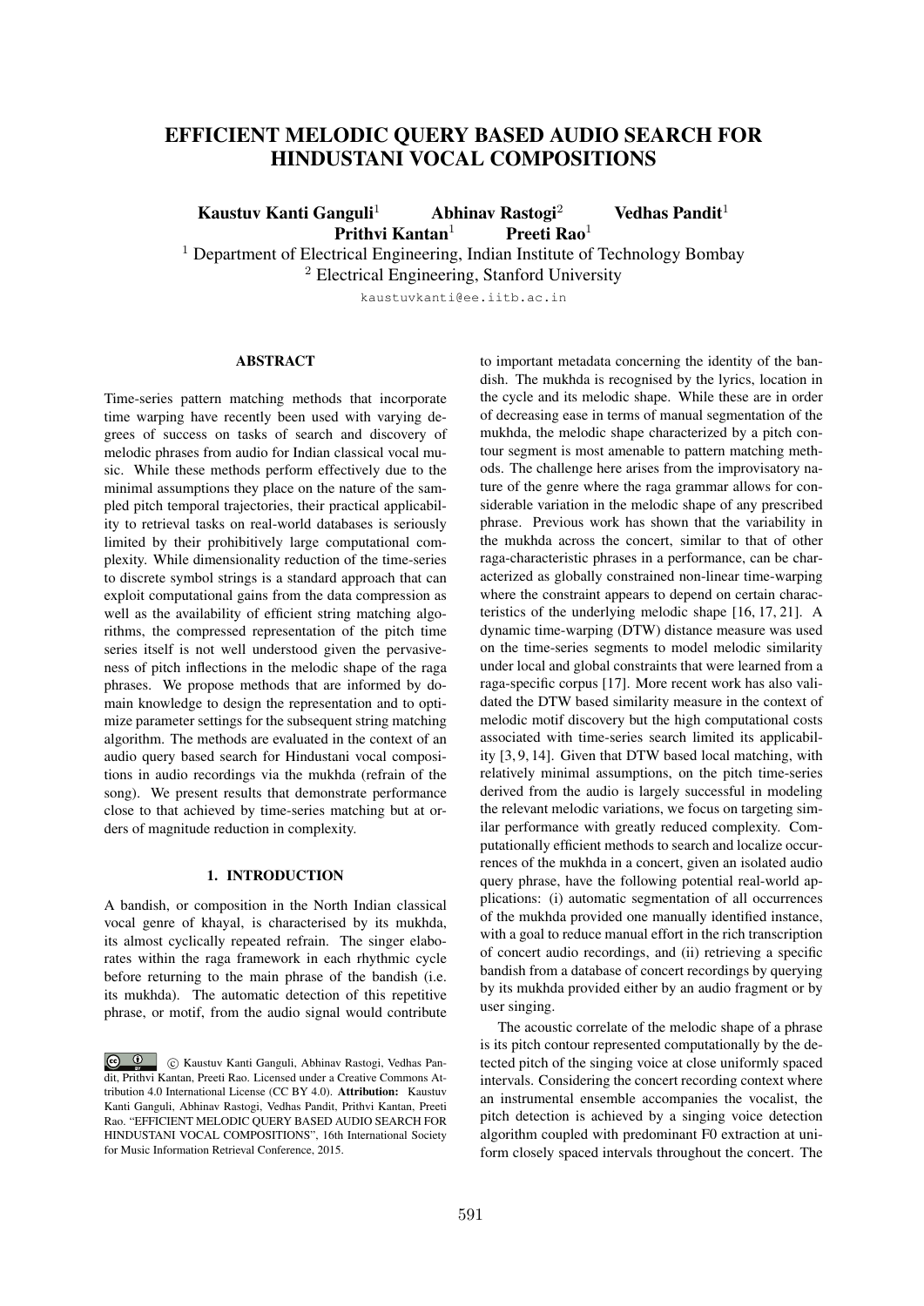# EFFICIENT MELODIC QUERY BASED AUDIO SEARCH FOR HINDUSTANI VOCAL COMPOSITIONS

**Kaustuv Kanti Ganguli**[1] **Abhinav Rastogi**[2] **Vedhas Pandit**[1] **Prithvi Kantan**[1] **Preeti Rao**[1]

[1] Department of Electrical Engineering, Indian Institute of Technology Bombay
[2] Electrical Engineering, Stanford University

kaustuvkanti@ee.iitb.ac.in

## ABSTRACT

Time-series pattern matching methods that incorporate time warping have recently been used with varying degrees of success on tasks of search and discovery of melodic phrases from audio for Indian classical vocal music. While these methods perform effectively due to the minimal assumptions they place on the nature of the sampled pitch temporal trajectories, their practical applicability to retrieval tasks on real-world databases is seriously limited by their prohibitively large computational complexity. While dimensionality reduction of the time-series to discrete symbol strings is a standard approach that can exploit computational gains from the data compression as well as the availability of efficient string matching algorithms, the compressed representation of the pitch time series itself is not well understood given the pervasiveness of pitch inflections in the melodic shape of the raga phrases. We propose methods that are informed by domain knowledge to design the representation and to optimize parameter settings for the subsequent string matching algorithm. The methods are evaluated in the context of an audio query based search for Hindustani vocal compositions in audio recordings via the mukhda (refrain of the song). We present results that demonstrate performance close to that achieved by time-series matching but at orders of magnitude reduction in complexity.

## 1. INTRODUCTION

A bandish, or composition in the North Indian classical vocal genre of khayal, is characterised by its mukhda, its almost cyclically repeated refrain. The singer elaborates within the raga framework in each rhythmic cycle before returning to the main phrase of the bandish (i.e. its mukhda). The automatic detection of this repetitive phrase, or motif, from the audio signal would contribute to important metadata concerning the identity of the bandish. The mukhda is recognised by the lyrics, location in the cycle and its melodic shape. While these are in order of decreasing ease in terms of manual segmentation of the mukhda, the melodic shape characterized by a pitch contour segment is most amenable to pattern matching methods. The challenge here arises from the improvisatory nature of the genre where the raga grammar allows for considerable variation in the melodic shape of any prescribed phrase. Previous work has shown that the variability in the mukhda across the concert, similar to that of other raga-characteristic phrases in a performance, can be characterized as globally constrained non-linear time-warping where the constraint appears to depend on certain characteristics of the underlying melodic shape [16, 17, 21]. A dynamic time-warping (DTW) distance measure was used on the time-series segments to model melodic similarity under local and global constraints that were learned from a raga-specific corpus [17]. More recent work has also validated the DTW based similarity measure in the context of melodic motif discovery but the high computational costs associated with time-series search limited its applicability [3, 9, 14]. Given that DTW based local matching, with relatively minimal assumptions, on the pitch time-series derived from the audio is largely successful in modeling the relevant melodic variations, we focus on targeting similar performance with greatly reduced complexity. Computationally efficient methods to search and localize occurrences of the mukhda in a concert, given an isolated audio query phrase, have the following potential real-world applications: (i) automatic segmentation of all occurrences of the mukhda provided one manually identified instance, with a goal to reduce manual effort in the rich transcription of concert audio recordings, and (ii) retrieving a specific bandish from a database of concert recordings by querying by its mukhda provided either by an audio fragment or by user singing.

The acoustic correlate of the melodic shape of a phrase is its pitch contour represented computationally by the detected pitch of the singing voice at close uniformly spaced intervals. Considering the concert recording context where an instrumental ensemble accompanies the vocalist, the pitch detection is achieved by a singing voice detection algorithm coupled with predominant F0 extraction at uniform closely spaced intervals throughout the concert. The

© Kaustuv Kanti Ganguli, Abhinav Rastogi, Vedhas Pandit, Prithvi Kantan, Preeti Rao. Licensed under a Creative Commons Attribution 4.0 International License (CC BY 4.0). **Attribution:** Kaustuv Kanti Ganguli, Abhinav Rastogi, Vedhas Pandit, Prithvi Kantan, Preeti Rao. "EFFICIENT MELODIC QUERY BASED AUDIO SEARCH FOR HINDUSTANI VOCAL COMPOSITIONS", 16th International Society for Music Information Retrieval Conference, 2015.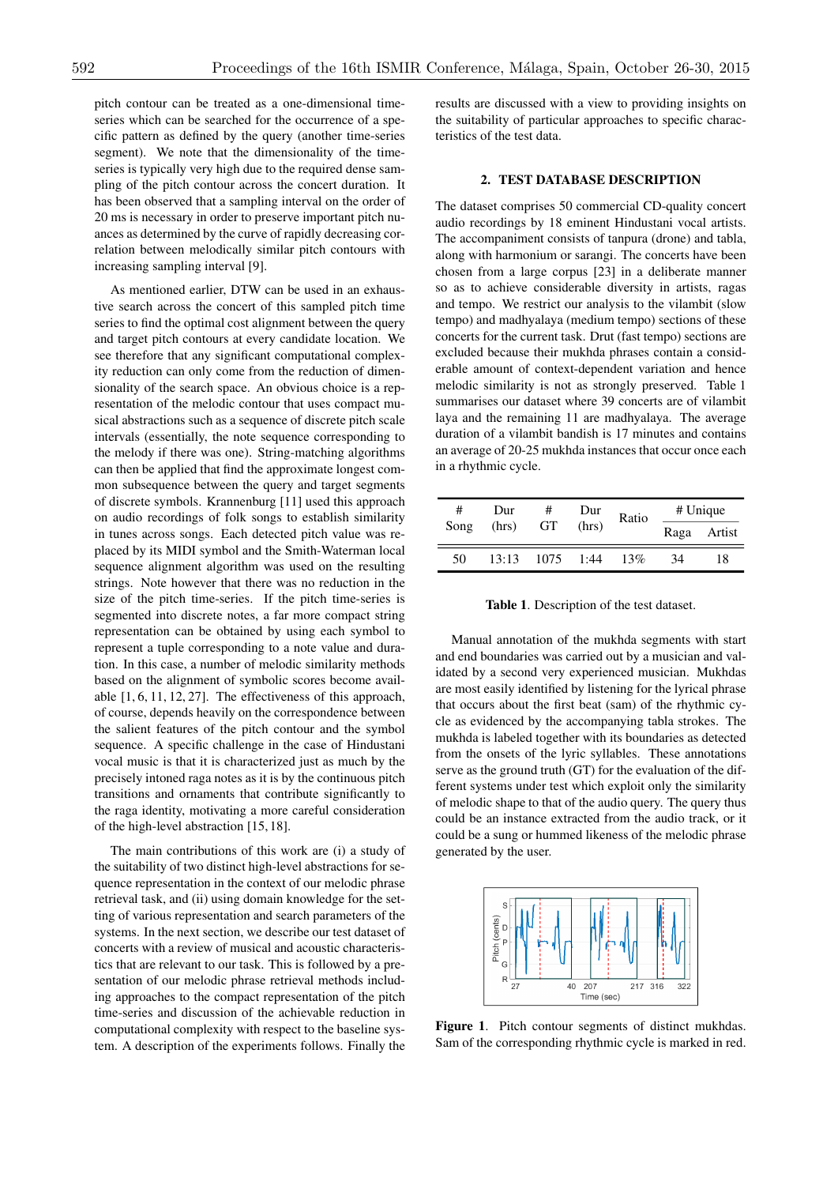pitch contour can be treated as a one-dimensional time-series which can be searched for the occurrence of a specific pattern as defined by the query (another time-series segment). We note that the dimensionality of the time-series is typically very high due to the required dense sampling of the pitch contour across the concert duration. It has been observed that a sampling interval on the order of 20 ms is necessary in order to preserve important pitch nuances as determined by the curve of rapidly decreasing correlation between melodically similar pitch contours with increasing sampling interval [9].

As mentioned earlier, DTW can be used in an exhaustive search across the concert of this sampled pitch time series to find the optimal cost alignment between the query and target pitch contours at every candidate location. We see therefore that any significant computational complexity reduction can only come from the reduction of dimensionality of the search space. An obvious choice is a representation of the melodic contour that uses compact musical abstractions such as a sequence of discrete pitch scale intervals (essentially, the note sequence corresponding to the melody if there was one). String-matching algorithms can then be applied that find the approximate longest common subsequence between the query and target segments of discrete symbols. Krannenburg [11] used this approach on audio recordings of folk songs to establish similarity in tunes across songs. Each detected pitch value was replaced by its MIDI symbol and the Smith-Waterman local sequence alignment algorithm was used on the resulting strings. Note however that there was no reduction in the size of the pitch time-series. If the pitch time-series is segmented into discrete notes, a far more compact string representation can be obtained by using each symbol to represent a tuple corresponding to a note value and duration. In this case, a number of melodic similarity methods based on the alignment of symbolic scores become available [1, 6, 11, 12, 27]. The effectiveness of this approach, of course, depends heavily on the correspondence between the salient features of the pitch contour and the symbol sequence. A specific challenge in the case of Hindustani vocal music is that it is characterized just as much by the precisely intoned raga notes as it is by the continuous pitch transitions and ornaments that contribute significantly to the raga identity, motivating a more careful consideration of the high-level abstraction [15, 18].

The main contributions of this work are (i) a study of the suitability of two distinct high-level abstractions for sequence representation in the context of our melodic phrase retrieval task, and (ii) using domain knowledge for the setting of various representation and search parameters of the systems. In the next section, we describe our test dataset of concerts with a review of musical and acoustic characteristics that are relevant to our task. This is followed by a presentation of our melodic phrase retrieval methods including approaches to the compact representation of the pitch time-series and discussion of the achievable reduction in computational complexity with respect to the baseline system. A description of the experiments follows. Finally the results are discussed with a view to providing insights on the suitability of particular approaches to specific characteristics of the test data.

## 2. TEST DATABASE DESCRIPTION

The dataset comprises 50 commercial CD-quality concert audio recordings by 18 eminent Hindustani vocal artists. The accompaniment consists of tanpura (drone) and tabla, along with harmonium or sarangi. The concerts have been chosen from a large corpus [23] in a deliberate manner so as to achieve considerable diversity in artists, ragas and tempo. We restrict our analysis to the vilambit (slow tempo) and madhyalaya (medium tempo) sections of these concerts for the current task. Drut (fast tempo) sections are excluded because their mukhda phrases contain a considerable amount of context-dependent variation and hence melodic similarity is not as strongly preserved. Table 1 summarises our dataset where 39 concerts are of vilambit laya and the remaining 11 are madhyalaya. The average duration of a vilambit bandish is 17 minutes and contains an average of 20-25 mukhda instances that occur once each in a rhythmic cycle.

| # Song | Dur (hrs) | # GT | Dur (hrs) | Ratio | # Unique | |
|---|---|---|---|---|---|---|
| | | | | | Raga | Artist |
| 50 | 13:13 | 1075 | 1:44 | 13% | 34 | 18 |

**Table 1**. Description of the test dataset.

Manual annotation of the mukhda segments with start and end boundaries was carried out by a musician and validated by a second very experienced musician. Mukhdas are most easily identified by listening for the lyrical phrase that occurs about the first beat (sam) of the rhythmic cycle as evidenced by the accompanying tabla strokes. The mukhda is labeled together with its boundaries as detected from the onsets of the lyric syllables. These annotations serve as the ground truth (GT) for the evaluation of the different systems under test which exploit only the similarity of melodic shape to that of the audio query. The query thus could be an instance extracted from the audio track, or it could be a sung or hummed likeness of the melodic phrase generated by the user.

S
D
P
G
R
Pitch (cents)
27
40
207
217
316
322
Time (sec)

**Figure 1**. Pitch contour segments of distinct mukhdas. Sam of the corresponding rhythmic cycle is marked in red.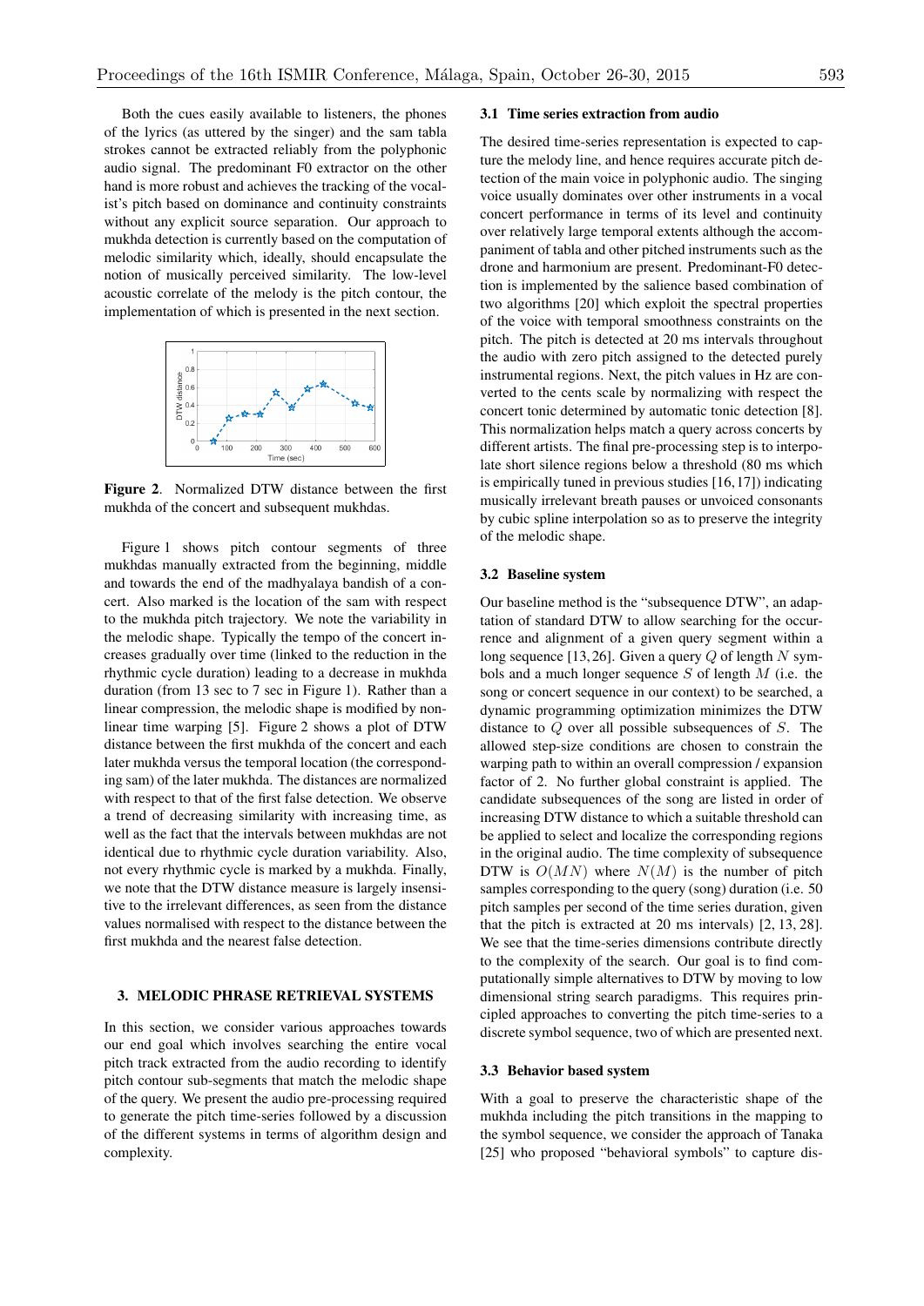Both the cues easily available to listeners, the phones of the lyrics (as uttered by the singer) and the sam tabla strokes cannot be extracted reliably from the polyphonic audio signal. The predominant F0 extractor on the other hand is more robust and achieves the tracking of the vocalist's pitch based on dominance and continuity constraints without any explicit source separation. Our approach to mukhda detection is currently based on the computation of melodic similarity which, ideally, should encapsulate the notion of musically perceived similarity. The low-level acoustic correlate of the melody is the pitch contour, the implementation of which is presented in the next section.

DTW distance
1
0.8
0.6
0.4
0.2
0
0 100 200 300 400 500 600
Time (sec)

**Figure 2**. Normalized DTW distance between the first mukhda of the concert and subsequent mukhdas.

Figure 1 shows pitch contour segments of three mukhdas manually extracted from the beginning, middle and towards the end of the madhyalaya bandish of a concert. Also marked is the location of the sam with respect to the mukhda pitch trajectory. We note the variability in the melodic shape. Typically the tempo of the concert increases gradually over time (linked to the reduction in the rhythmic cycle duration) leading to a decrease in mukhda duration (from 13 sec to 7 sec in Figure 1). Rather than a linear compression, the melodic shape is modified by nonlinear time warping [5]. Figure 2 shows a plot of DTW distance between the first mukhda of the concert and each later mukhda versus the temporal location (the corresponding sam) of the later mukhda. The distances are normalized with respect to that of the first false detection. We observe a trend of decreasing similarity with increasing time, as well as the fact that the intervals between mukhdas are not identical due to rhythmic cycle duration variability. Also, not every rhythmic cycle is marked by a mukhda. Finally, we note that the DTW distance measure is largely insensitive to the irrelevant differences, as seen from the distance values normalised with respect to the distance between the first mukhda and the nearest false detection.

## 3. MELODIC PHRASE RETRIEVAL SYSTEMS

In this section, we consider various approaches towards our end goal which involves searching the entire vocal pitch track extracted from the audio recording to identify pitch contour sub-segments that match the melodic shape of the query. We present the audio pre-processing required to generate the pitch time-series followed by a discussion of the different systems in terms of algorithm design and complexity.

### 3.1 Time series extraction from audio

The desired time-series representation is expected to capture the melody line, and hence requires accurate pitch detection of the main voice in polyphonic audio. The singing voice usually dominates over other instruments in a vocal concert performance in terms of its level and continuity over relatively large temporal extents although the accompaniment of tabla and other pitched instruments such as the drone and harmonium are present. Predominant-F0 detection is implemented by the salience based combination of two algorithms [20] which exploit the spectral properties of the voice with temporal smoothness constraints on the pitch. The pitch is detected at 20 ms intervals throughout the audio with zero pitch assigned to the detected purely instrumental regions. Next, the pitch values in Hz are converted to the cents scale by normalizing with respect the concert tonic determined by automatic tonic detection [8]. This normalization helps match a query across concerts by different artists. The final pre-processing step is to interpolate short silence regions below a threshold (80 ms which is empirically tuned in previous studies [16, 17]) indicating musically irrelevant breath pauses or unvoiced consonants by cubic spline interpolation so as to preserve the integrity of the melodic shape.

### 3.2 Baseline system

Our baseline method is the "subsequence DTW", an adaptation of standard DTW to allow searching for the occurrence and alignment of a given query segment within a long sequence [13, 26]. Given a query $Q$ of length $N$ symbols and a much longer sequence $S$ of length $M$ (i.e. the song or concert sequence in our context) to be searched, a dynamic programming optimization minimizes the DTW distance to $Q$ over all possible subsequences of $S$. The allowed step-size conditions are chosen to constrain the warping path to within an overall compression / expansion factor of 2. No further global constraint is applied. The candidate subsequences of the song are listed in order of increasing DTW distance to which a suitable threshold can be applied to select and localize the corresponding regions in the original audio. The time complexity of subsequence DTW is $O(MN)$ where $N(M)$ is the number of pitch samples corresponding to the query (song) duration (i.e. 50 pitch samples per second of the time series duration, given that the pitch is extracted at 20 ms intervals) [2, 13, 28]. We see that the time-series dimensions contribute directly to the complexity of the search. Our goal is to find computationally simple alternatives to DTW by moving to low dimensional string search paradigms. This requires principled approaches to converting the pitch time-series to a discrete symbol sequence, two of which are presented next.

### 3.3 Behavior based system

With a goal to preserve the characteristic shape of the mukhda including the pitch transitions in the mapping to the symbol sequence, we consider the approach of Tanaka [25] who proposed "behavioral symbols" to capture dis-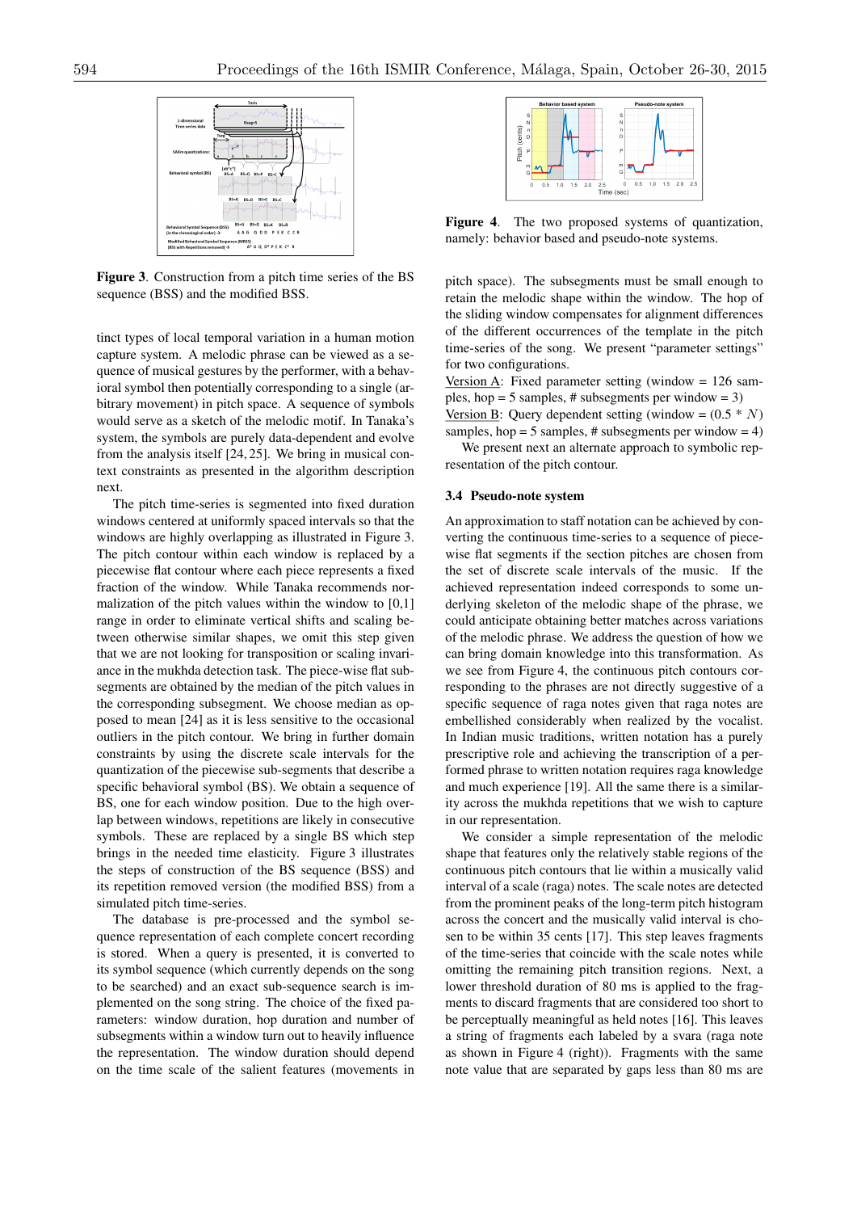Figure 3. Construction from a pitch time series of the BS sequence (BSS) and the modified BSS.

tinct types of local temporal variation in a human motion capture system. A melodic phrase can be viewed as a sequence of musical gestures by the performer, with a behavioral symbol then potentially corresponding to a single (arbitrary movement) in pitch space. A sequence of symbols would serve as a sketch of the melodic motif. In Tanaka's system, the symbols are purely data-dependent and evolve from the analysis itself [24, 25]. We bring in musical context constraints as presented in the algorithm description next.

The pitch time-series is segmented into fixed duration windows centered at uniformly spaced intervals so that the windows are highly overlapping as illustrated in Figure 3. The pitch contour within each window is replaced by a piecewise flat contour where each piece represents a fixed fraction of the window. While Tanaka recommends normalization of the pitch values within the window to [0,1] range in order to eliminate vertical shifts and scaling between otherwise similar shapes, we omit this step given that we are not looking for transposition or scaling invariance in the mukhda detection task. The piece-wise flat subsegments are obtained by the median of the pitch values in the corresponding subsegment. We choose median as opposed to mean [24] as it is less sensitive to the occasional outliers in the pitch contour. We bring in further domain constraints by using the discrete scale intervals for the quantization of the piecewise sub-segments that describe a specific behavioral symbol (BS). We obtain a sequence of BS, one for each window position. Due to the high overlap between windows, repetitions are likely in consecutive symbols. These are replaced by a single BS which step brings in the needed time elasticity. Figure 3 illustrates the steps of construction of the BS sequence (BSS) and its repetition removed version (the modified BSS) from a simulated pitch time-series.

The database is pre-processed and the symbol sequence representation of each complete concert recording is stored. When a query is presented, it is converted to its symbol sequence (which currently depends on the song to be searched) and an exact sub-sequence search is implemented on the song string. The choice of the fixed parameters: window duration, hop duration and number of subsegments within a window turn out to heavily influence the representation. The window duration should depend on the time scale of the salient features (movements in pitch space). The subsegments must be small enough to retain the melodic shape within the window. The hop of the sliding window compensates for alignment differences of the different occurrences of the template in the pitch time-series of the song. We present "parameter settings" for two configurations.

Version A: Fixed parameter setting (window = 126 samples, hop = 5 samples, # subsegments per window = 3)
Version B: Query dependent setting (window = (0.5 * $N$) samples, hop = 5 samples, # subsegments per window = 4)

We present next an alternate approach to symbolic representation of the pitch contour.

Figure 4. The two proposed systems of quantization, namely: behavior based and pseudo-note systems.

### 3.4 Pseudo-note system

An approximation to staff notation can be achieved by converting the continuous time-series to a sequence of piecewise flat segments if the section pitches are chosen from the set of discrete scale intervals of the music. If the achieved representation indeed corresponds to some underlying skeleton of the melodic shape of the phrase, we could anticipate obtaining better matches across variations of the melodic phrase. We address the question of how we can bring domain knowledge into this transformation. As we see from Figure 4, the continuous pitch contours corresponding to the phrases are not directly suggestive of a specific sequence of raga notes given that raga notes are embellished considerably when realized by the vocalist. In Indian music traditions, written notation has a purely prescriptive role and achieving the transcription of a performed phrase to written notation requires raga knowledge and much experience [19]. All the same there is a similarity across the mukhda repetitions that we wish to capture in our representation.

We consider a simple representation of the melodic shape that features only the relatively stable regions of the continuous pitch contours that lie within a musically valid interval of a scale (raga) notes. The scale notes are detected from the prominent peaks of the long-term pitch histogram across the concert and the musically valid interval is chosen to be within 35 cents [17]. This step leaves fragments of the time-series that coincide with the scale notes while omitting the remaining pitch transition regions. Next, a lower threshold duration of 80 ms is applied to the fragments to discard fragments that are considered too short to be perceptually meaningful as held notes [16]. This leaves a string of fragments each labeled by a svara (raga note as shown in Figure 4 (right)). Fragments with the same note value that are separated by gaps less than 80 ms are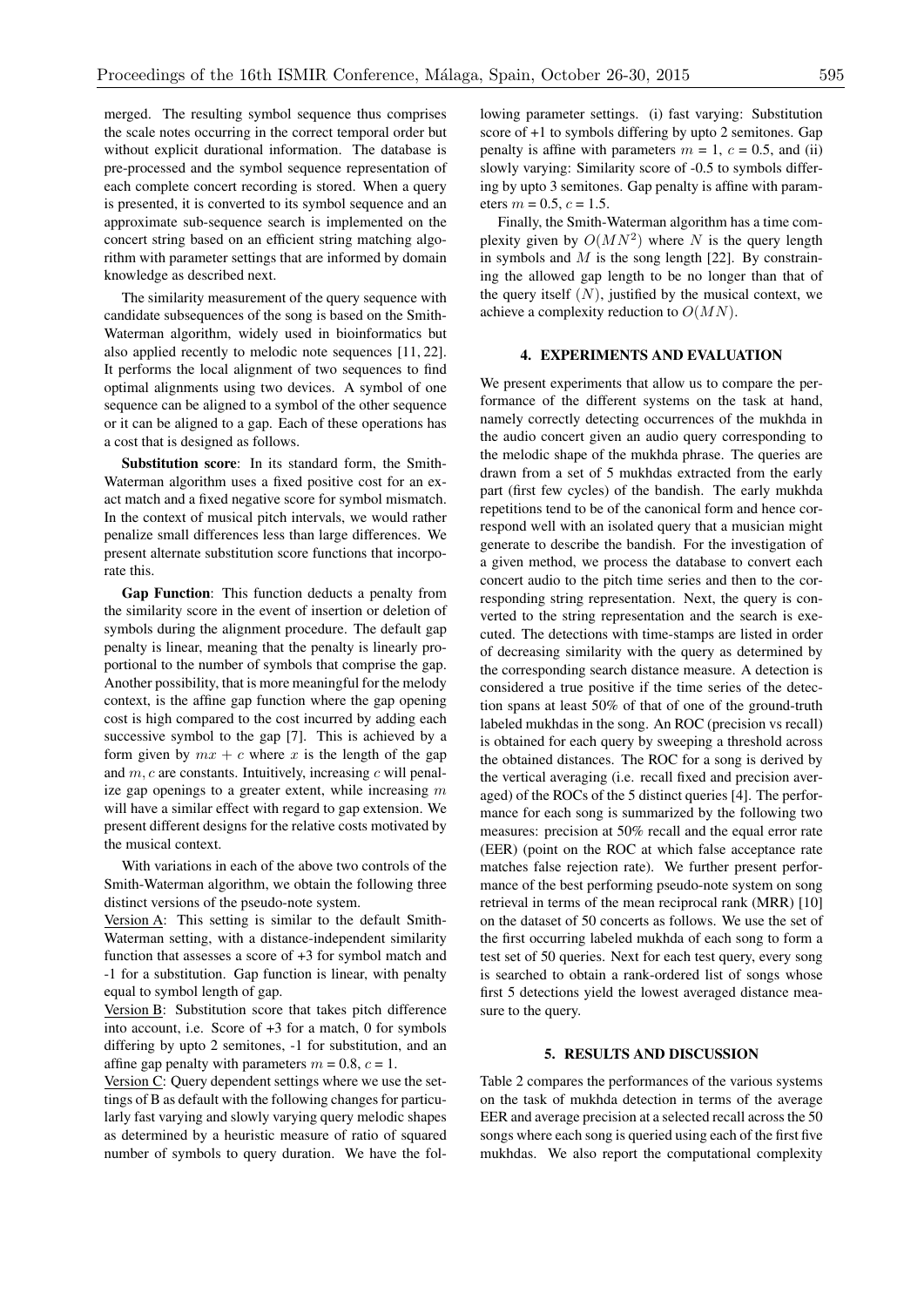merged. The resulting symbol sequence thus comprises the scale notes occurring in the correct temporal order but without explicit durational information. The database is pre-processed and the symbol sequence representation of each complete concert recording is stored. When a query is presented, it is converted to its symbol sequence and an approximate sub-sequence search is implemented on the concert string based on an efficient string matching algorithm with parameter settings that are informed by domain knowledge as described next.

The similarity measurement of the query sequence with candidate subsequences of the song is based on the Smith-Waterman algorithm, widely used in bioinformatics but also applied recently to melodic note sequences [11, 22]. It performs the local alignment of two sequences to find optimal alignments using two devices. A symbol of one sequence can be aligned to a symbol of the other sequence or it can be aligned to a gap. Each of these operations has a cost that is designed as follows.

**Substitution score**: In its standard form, the Smith-Waterman algorithm uses a fixed positive cost for an exact match and a fixed negative score for symbol mismatch. In the context of musical pitch intervals, we would rather penalize small differences less than large differences. We present alternate substitution score functions that incorporate this.

**Gap Function**: This function deducts a penalty from the similarity score in the event of insertion or deletion of symbols during the alignment procedure. The default gap penalty is linear, meaning that the penalty is linearly proportional to the number of symbols that comprise the gap. Another possibility, that is more meaningful for the melody context, is the affine gap function where the gap opening cost is high compared to the cost incurred by adding each successive symbol to the gap [7]. This is achieved by a form given by $mx + c$ where $x$ is the length of the gap and $m, c$ are constants. Intuitively, increasing $c$ will penalize gap openings to a greater extent, while increasing $m$ will have a similar effect with regard to gap extension. We present different designs for the relative costs motivated by the musical context.

With variations in each of the above two controls of the Smith-Waterman algorithm, we obtain the following three distinct versions of the pseudo-note system.

Version A: This setting is similar to the default Smith-Waterman setting, with a distance-independent similarity function that assesses a score of +3 for symbol match and -1 for a substitution. Gap function is linear, with penalty equal to symbol length of gap.

Version B: Substitution score that takes pitch difference into account, i.e. Score of +3 for a match, 0 for symbols differing by upto 2 semitones, -1 for substitution, and an affine gap penalty with parameters $m$ = 0.8, $c$ = 1.

Version C: Query dependent settings where we use the settings of B as default with the following changes for particularly fast varying and slowly varying query melodic shapes as determined by a heuristic measure of ratio of squared number of symbols to query duration. We have the following parameter settings. (i) fast varying: Substitution score of +1 to symbols differing by upto 2 semitones. Gap penalty is affine with parameters $m$ = 1, $c$ = 0.5, and (ii) slowly varying: Similarity score of -0.5 to symbols differing by upto 3 semitones. Gap penalty is affine with parameters $m$ = 0.5, $c$ = 1.5.

Finally, the Smith-Waterman algorithm has a time complexity given by $O(MN^2)$ where $N$ is the query length in symbols and $M$ is the song length [22]. By constraining the allowed gap length to be no longer than that of the query itself $(N)$, justified by the musical context, we achieve a complexity reduction to $O(MN)$.

## 4. EXPERIMENTS AND EVALUATION

We present experiments that allow us to compare the performance of the different systems on the task at hand, namely correctly detecting occurrences of the mukhda in the audio concert given an audio query corresponding to the melodic shape of the mukhda phrase. The queries are drawn from a set of 5 mukhdas extracted from the early part (first few cycles) of the bandish. The early mukhda repetitions tend to be of the canonical form and hence correspond well with an isolated query that a musician might generate to describe the bandish. For the investigation of a given method, we process the database to convert each concert audio to the pitch time series and then to the corresponding string representation. Next, the query is converted to the string representation and the search is executed. The detections with time-stamps are listed in order of decreasing similarity with the query as determined by the corresponding search distance measure. A detection is considered a true positive if the time series of the detection spans at least 50% of that of one of the ground-truth labeled mukhdas in the song. An ROC (precision vs recall) is obtained for each query by sweeping a threshold across the obtained distances. The ROC for a song is derived by the vertical averaging (i.e. recall fixed and precision averaged) of the ROCs of the 5 distinct queries [4]. The performance for each song is summarized by the following two measures: precision at 50% recall and the equal error rate (EER) (point on the ROC at which false acceptance rate matches false rejection rate). We further present performance of the best performing pseudo-note system on song retrieval in terms of the mean reciprocal rank (MRR) [10] on the dataset of 50 concerts as follows. We use the set of the first occurring labeled mukhda of each song to form a test set of 50 queries. Next for each test query, every song is searched to obtain a rank-ordered list of songs whose first 5 detections yield the lowest averaged distance measure to the query.

## 5. RESULTS AND DISCUSSION

Table 2 compares the performances of the various systems on the task of mukhda detection in terms of the average EER and average precision at a selected recall across the 50 songs where each song is queried using each of the first five mukhdas. We also report the computational complexity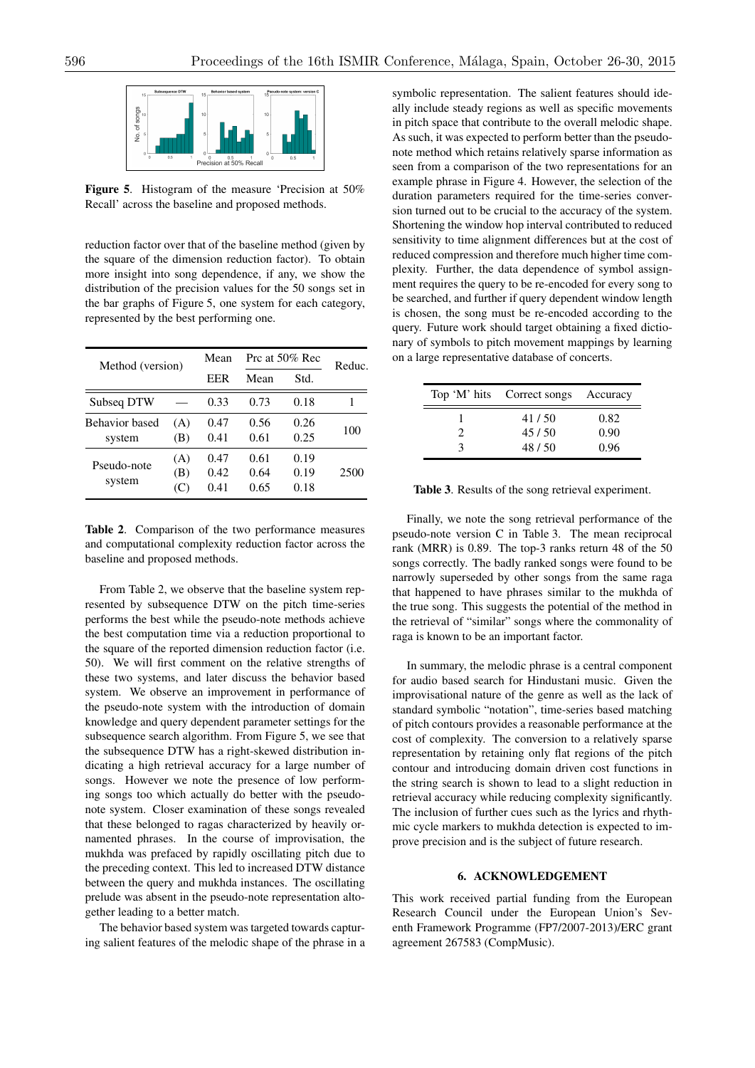Subsequence DTW

Behavior based system

Pseudo-note system: version C

No. of songs

Precision at 50% Recall

Figure 5. Histogram of the measure 'Precision at 50% Recall' across the baseline and proposed methods.

reduction factor over that of the baseline method (given by the square of the dimension reduction factor). To obtain more insight into song dependence, if any, we show the distribution of the precision values for the 50 songs set in the bar graphs of Figure 5, one system for each category, represented by the best performing one.

| Method (version) | | Mean | Prc at 50% Rec | | Reduc. |
|---|---|---|---|---|---|
| | | EER | Mean | Std. | |
| Subseq DTW | — | 0.33 | 0.73 | 0.18 | 1 |
| Behavior based system | (A) | 0.47 | 0.56 | 0.26 | 100 |
| | (B) | 0.41 | 0.61 | 0.25 | |
| Pseudo-note system | (A) | 0.47 | 0.61 | 0.19 | 2500 |
| | (B) | 0.42 | 0.64 | 0.19 | |
| | (C) | 0.41 | 0.65 | 0.18 | |

**Table 2**. Comparison of the two performance measures and computational complexity reduction factor across the baseline and proposed methods.

From Table 2, we observe that the baseline system represented by subsequence DTW on the pitch time-series performs the best while the pseudo-note methods achieve the best computation time via a reduction proportional to the square of the reported dimension reduction factor (i.e. 50). We will first comment on the relative strengths of these two systems, and later discuss the behavior based system. We observe an improvement in performance of the pseudo-note system with the introduction of domain knowledge and query dependent parameter settings for the subsequence search algorithm. From Figure 5, we see that the subsequence DTW has a right-skewed distribution indicating a high retrieval accuracy for a large number of songs. However we note the presence of low performing songs too which actually do better with the pseudo-note system. Closer examination of these songs revealed that these belonged to ragas characterized by heavily ornamented phrases. In the course of improvisation, the mukhda was prefaced by rapidly oscillating pitch due to the preceding context. This led to increased DTW distance between the query and mukhda instances. The oscillating prelude was absent in the pseudo-note representation altogether leading to a better match.

The behavior based system was targeted towards capturing salient features of the melodic shape of the phrase in a symbolic representation. The salient features should ideally include steady regions as well as specific movements in pitch space that contribute to the overall melodic shape. As such, it was expected to perform better than the pseudo-note method which retains relatively sparse information as seen from a comparison of the two representations for an example phrase in Figure 4. However, the selection of the duration parameters required for the time-series conversion turned out to be crucial to the accuracy of the system. Shortening the window hop interval contributed to reduced sensitivity to time alignment differences but at the cost of reduced compression and therefore much higher time complexity. Further, the data dependence of symbol assignment requires the query to be re-encoded for every song to be searched, and further if query dependent window length is chosen, the song must be re-encoded according to the query. Future work should target obtaining a fixed dictionary of symbols to pitch movement mappings by learning on a large representative database of concerts.

| Top 'M' hits | Correct songs | Accuracy |
|---|---|---|
| 1 | 41 / 50 | 0.82 |
| 2 | 45 / 50 | 0.90 |
| 3 | 48 / 50 | 0.96 |

**Table 3**. Results of the song retrieval experiment.

Finally, we note the song retrieval performance of the pseudo-note version C in Table 3. The mean reciprocal rank (MRR) is 0.89. The top-3 ranks return 48 of the 50 songs correctly. The badly ranked songs were found to be narrowly superseded by other songs from the same raga that happened to have phrases similar to the mukhda of the true song. This suggests the potential of the method in the retrieval of "similar" songs where the commonality of raga is known to be an important factor.

In summary, the melodic phrase is a central component for audio based search for Hindustani music. Given the improvisational nature of the genre as well as the lack of standard symbolic "notation", time-series based matching of pitch contours provides a reasonable performance at the cost of complexity. The conversion to a relatively sparse representation by retaining only flat regions of the pitch contour and introducing domain driven cost functions in the string search is shown to lead to a slight reduction in retrieval accuracy while reducing complexity significantly. The inclusion of further cues such as the lyrics and rhythmic cycle markers to mukhda detection is expected to improve precision and is the subject of future research.

## 6. ACKNOWLEDGEMENT

This work received partial funding from the European Research Council under the European Union's Seventh Framework Programme (FP7/2007-2013)/ERC grant agreement 267583 (CompMusic).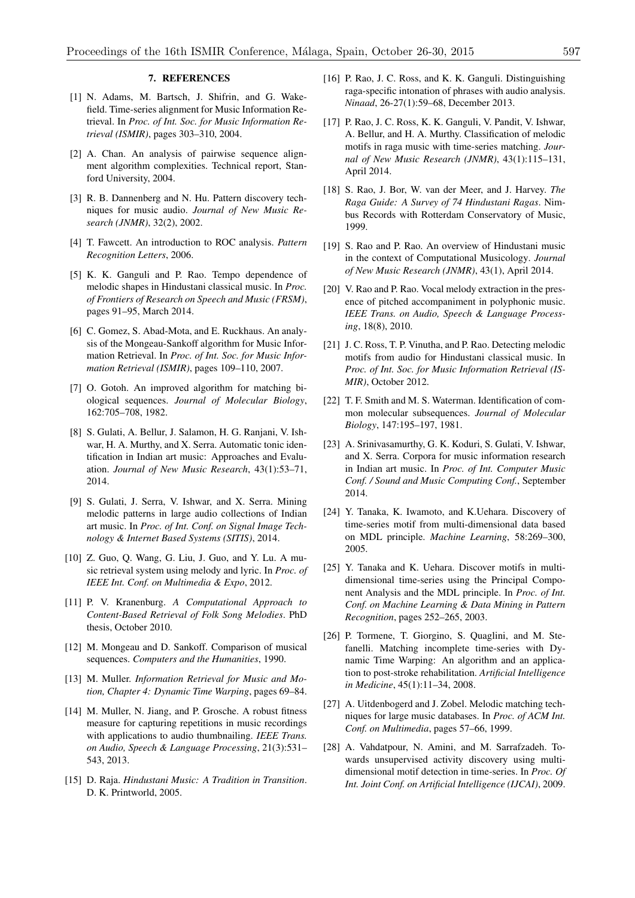## 7. REFERENCES

[1] N. Adams, M. Bartsch, J. Shifrin, and G. Wakefield. Time-series alignment for Music Information Retrieval. In *Proc. of Int. Soc. for Music Information Retrieval (ISMIR)*, pages 303–310, 2004.

[2] A. Chan. An analysis of pairwise sequence alignment algorithm complexities. Technical report, Stanford University, 2004.

[3] R. B. Dannenberg and N. Hu. Pattern discovery techniques for music audio. *Journal of New Music Research (JNMR)*, 32(2), 2002.

[4] T. Fawcett. An introduction to ROC analysis. *Pattern Recognition Letters*, 2006.

[5] K. K. Ganguli and P. Rao. Tempo dependence of melodic shapes in Hindustani classical music. In *Proc. of Frontiers of Research on Speech and Music (FRSM)*, pages 91–95, March 2014.

[6] C. Gomez, S. Abad-Mota, and E. Ruckhaus. An analysis of the Mongeau-Sankoff algorithm for Music Information Retrieval. In *Proc. of Int. Soc. for Music Information Retrieval (ISMIR)*, pages 109–110, 2007.

[7] O. Gotoh. An improved algorithm for matching biological sequences. *Journal of Molecular Biology*, 162:705–708, 1982.

[8] S. Gulati, A. Bellur, J. Salamon, H. G. Ranjani, V. Ishwar, H. A. Murthy, and X. Serra. Automatic tonic identification in Indian art music: Approaches and Evaluation. *Journal of New Music Research*, 43(1):53–71, 2014.

[9] S. Gulati, J. Serra, V. Ishwar, and X. Serra. Mining melodic patterns in large audio collections of Indian art music. In *Proc. of Int. Conf. on Signal Image Technology & Internet Based Systems (SITIS)*, 2014.

[10] Z. Guo, Q. Wang, G. Liu, J. Guo, and Y. Lu. A music retrieval system using melody and lyric. In *Proc. of IEEE Int. Conf. on Multimedia & Expo*, 2012.

[11] P. V. Kranenburg. *A Computational Approach to Content-Based Retrieval of Folk Song Melodies*. PhD thesis, October 2010.

[12] M. Mongeau and D. Sankoff. Comparison of musical sequences. *Computers and the Humanities*, 1990.

[13] M. Muller. *Information Retrieval for Music and Motion, Chapter 4: Dynamic Time Warping*, pages 69–84.

[14] M. Muller, N. Jiang, and P. Grosche. A robust fitness measure for capturing repetitions in music recordings with applications to audio thumbnailing. *IEEE Trans. on Audio, Speech & Language Processing*, 21(3):531–543, 2013.

[15] D. Raja. *Hindustani Music: A Tradition in Transition*. D. K. Printworld, 2005.

[16] P. Rao, J. C. Ross, and K. K. Ganguli. Distinguishing raga-specific intonation of phrases with audio analysis. *Ninaad*, 26-27(1):59–68, December 2013.

[17] P. Rao, J. C. Ross, K. K. Ganguli, V. Pandit, V. Ishwar, A. Bellur, and H. A. Murthy. Classification of melodic motifs in raga music with time-series matching. *Journal of New Music Research (JNMR)*, 43(1):115–131, April 2014.

[18] S. Rao, J. Bor, W. van der Meer, and J. Harvey. *The Raga Guide: A Survey of 74 Hindustani Ragas*. Nimbus Records with Rotterdam Conservatory of Music, 1999.

[19] S. Rao and P. Rao. An overview of Hindustani music in the context of Computational Musicology. *Journal of New Music Research (JNMR)*, 43(1), April 2014.

[20] V. Rao and P. Rao. Vocal melody extraction in the presence of pitched accompaniment in polyphonic music. *IEEE Trans. on Audio, Speech & Language Processing*, 18(8), 2010.

[21] J. C. Ross, T. P. Vinutha, and P. Rao. Detecting melodic motifs from audio for Hindustani classical music. In *Proc. of Int. Soc. for Music Information Retrieval (ISMIR)*, October 2012.

[22] T. F. Smith and M. S. Waterman. Identification of common molecular subsequences. *Journal of Molecular Biology*, 147:195–197, 1981.

[23] A. Srinivasamurthy, G. K. Koduri, S. Gulati, V. Ishwar, and X. Serra. Corpora for music information research in Indian art music. In *Proc. of Int. Computer Music Conf. / Sound and Music Computing Conf.*, September 2014.

[24] Y. Tanaka, K. Iwamoto, and K.Uehara. Discovery of time-series motif from multi-dimensional data based on MDL principle. *Machine Learning*, 58:269–300, 2005.

[25] Y. Tanaka and K. Uehara. Discover motifs in multi-dimensional time-series using the Principal Component Analysis and the MDL principle. In *Proc. of Int. Conf. on Machine Learning & Data Mining in Pattern Recognition*, pages 252–265, 2003.

[26] P. Tormene, T. Giorgino, S. Quaglini, and M. Stefanelli. Matching incomplete time-series with Dynamic Time Warping: An algorithm and an application to post-stroke rehabilitation. *Artificial Intelligence in Medicine*, 45(1):11–34, 2008.

[27] A. Uitdenbogerd and J. Zobel. Melodic matching techniques for large music databases. In *Proc. of ACM Int. Conf. on Multimedia*, pages 57–66, 1999.

[28] A. Vahdatpour, N. Amini, and M. Sarrafzadeh. Towards unsupervised activity discovery using multi-dimensional motif detection in time-series. In *Proc. Of Int. Joint Conf. on Artificial Intelligence (IJCAI)*, 2009.